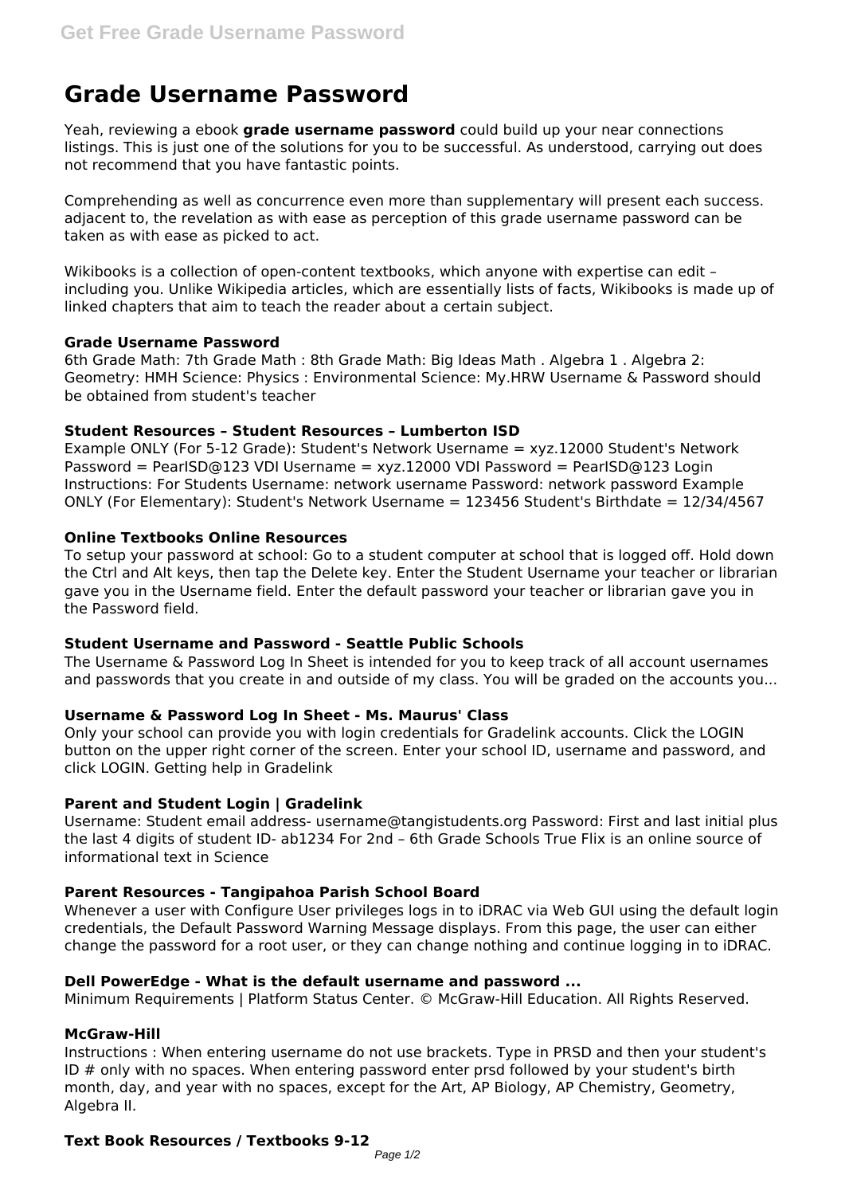# Grade Username Password

Yeah, reviewing a ebook **grade username password** could build up your near connections listings. This is just one of the solutions for you to be successful. As understood, carrying out does not recommend that you have fantastic points.

Comprehending as well as concurrence even more than supplementary will present each success. adjacent to, the revelation as with ease as perception of this grade username password can be taken as with ease as picked to act.

Wikibooks is a collection of open-content textbooks, which anyone with expertise can edit – including you. Unlike Wikipedia articles, which are essentially lists of facts, Wikibooks is made up of linked chapters that aim to teach the reader about a certain subject.

### Grade Username Password

6th Grade Math: 7th Grade Math : 8th Grade Math: Big Ideas Math . Algebra 1 . Algebra 2: Geometry: HMH Science: Physics : Environmental Science: My.HRW Username & Password should be obtained from student's teacher

### Student Resources – Student Resources – Lumberton ISD

Example ONLY (For 5-12 Grade): Student's Network Username = xyz.12000 Student's Network Password = PearISD@123 VDI Username = xyz.12000 VDI Password = PearISD@123 Login Instructions: For Students Username: network username Password: network password Example ONLY (For Elementary): Student's Network Username = 123456 Student's Birthdate = 12/34/4567

### Online Textbooks Online Resources

To setup your password at school: Go to a student computer at school that is logged off. Hold down the Ctrl and Alt keys, then tap the Delete key. Enter the Student Username your teacher or librarian gave you in the Username field. Enter the default password your teacher or librarian gave you in the Password field.

### Student Username and Password - Seattle Public Schools

The Username & Password Log In Sheet is intended for you to keep track of all account usernames and passwords that you create in and outside of my class. You will be graded on the accounts you...

### Username & Password Log In Sheet - Ms. Maurus' Class

Only your school can provide you with login credentials for Gradelink accounts. Click the LOGIN button on the upper right corner of the screen. Enter your school ID, username and password, and click LOGIN. Getting help in Gradelink

### Parent and Student Login | Gradelink

Username: Student email address- username@tangistudents.org Password: First and last initial plus the last 4 digits of student ID- ab1234 For 2nd – 6th Grade Schools True Flix is an online source of informational text in Science

### Parent Resources - Tangipahoa Parish School Board

Whenever a user with Configure User privileges logs in to iDRAC via Web GUI using the default login credentials, the Default Password Warning Message displays. From this page, the user can either change the password for a root user, or they can change nothing and continue logging in to iDRAC.

### Dell PowerEdge - What is the default username and password ...

Minimum Requirements | Platform Status Center. © McGraw-Hill Education. All Rights Reserved.

### McGraw-Hill

Instructions : When entering username do not use brackets. Type in PRSD and then your student's ID # only with no spaces. When entering password enter prsd followed by your student's birth month, day, and year with no spaces, except for the Art, AP Biology, AP Chemistry, Geometry, Algebra II.

### Text Book Resources / Textbooks 9-12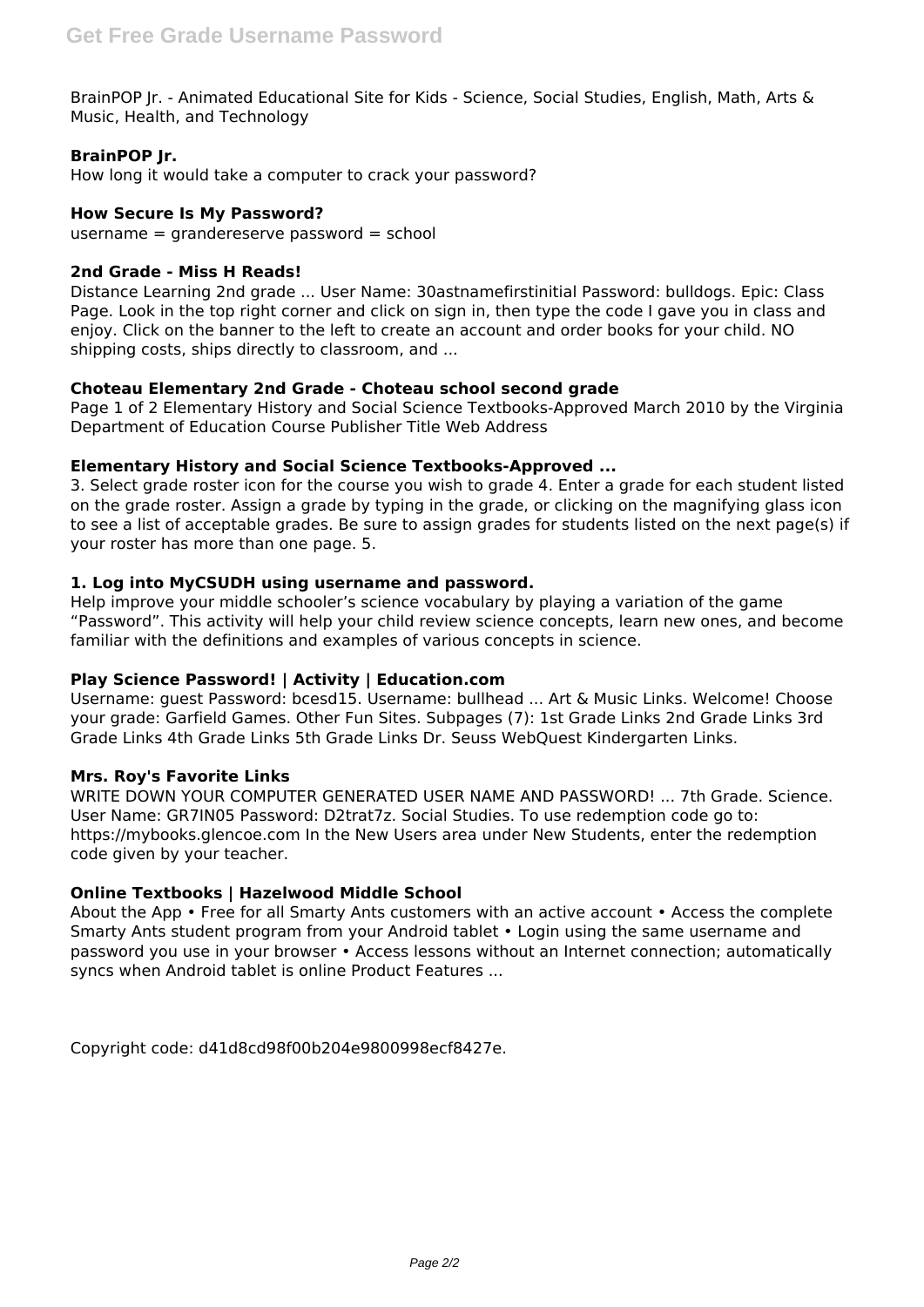BrainPOP Jr. - Animated Educational Site for Kids - Science, Social Studies, English, Math, Arts & Music, Health, and Technology

**BrainPOP Jr.**

How long it would take a computer to crack your password?

**How Secure Is My Password?**

username = grandereserve password = school

**2nd Grade - Miss H Reads!**

Distance Learning 2nd grade ... User Name: 30astnamefirstinitial Password: bulldogs. Epic: Class Page. Look in the top right corner and click on sign in, then type the code I gave you in class and enjoy. Click on the banner to the left to create an account and order books for your child. NO shipping costs, ships directly to classroom, and ...

**Choteau Elementary 2nd Grade - Choteau school second grade**

Page 1 of 2 Elementary History and Social Science Textbooks-Approved March 2010 by the Virginia Department of Education Course Publisher Title Web Address

**Elementary History and Social Science Textbooks-Approved ...**

3. Select grade roster icon for the course you wish to grade 4. Enter a grade for each student listed on the grade roster. Assign a grade by typing in the grade, or clicking on the magnifying glass icon to see a list of acceptable grades. Be sure to assign grades for students listed on the next page(s) if your roster has more than one page. 5.

**1. Log into MyCSUDH using username and password.**

Help improve your middle schooler's science vocabulary by playing a variation of the game "Password". This activity will help your child review science concepts, learn new ones, and become familiar with the definitions and examples of various concepts in science.

**Play Science Password! | Activity | Education.com**

Username: guest Password: bcesd15. Username: bullhead ... Art & Music Links. Welcome! Choose your grade: Garfield Games. Other Fun Sites. Subpages (7): 1st Grade Links 2nd Grade Links 3rd Grade Links 4th Grade Links 5th Grade Links Dr. Seuss WebQuest Kindergarten Links.

**Mrs. Roy's Favorite Links**

WRITE DOWN YOUR COMPUTER GENERATED USER NAME AND PASSWORD! ... 7th Grade. Science. User Name: GR7IN05 Password: D2trat7z. Social Studies. To use redemption code go to: https://mybooks.glencoe.com In the New Users area under New Students, enter the redemption code given by your teacher.

**Online Textbooks | Hazelwood Middle School**

About the App • Free for all Smarty Ants customers with an active account • Access the complete Smarty Ants student program from your Android tablet • Login using the same username and password you use in your browser • Access lessons without an Internet connection; automatically syncs when Android tablet is online Product Features ...

Copyright code: d41d8cd98f00b204e9800998ecf8427e.